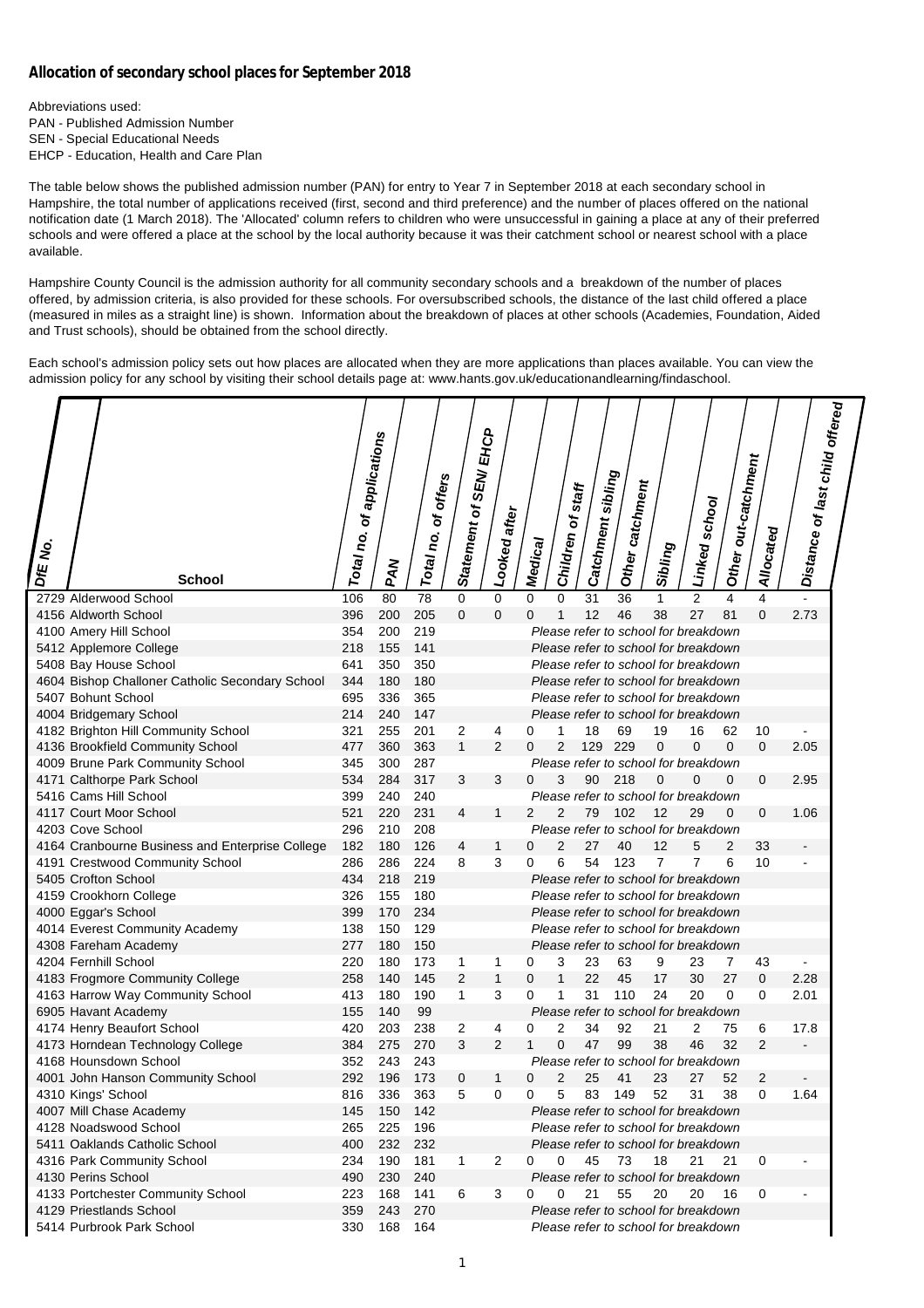## Allocation of secondary school places for September 2018

Abbreviations used:
PAN - Published Admission Number
SEN - Special Educational Needs
EHCP - Education, Health and Care Plan

The table below shows the published admission number (PAN) for entry to Year 7 in September 2018 at each secondary school in Hampshire, the total number of applications received (first, second and third preference) and the number of places offered on the national notification date (1 March 2018). The 'Allocated' column refers to children who were unsuccessful in gaining a place at any of their preferred schools and were offered a place at the school by the local authority because it was their catchment school or nearest school with a place available.

Hampshire County Council is the admission authority for all community secondary schools and a breakdown of the number of places offered, by admission criteria, is also provided for these schools. For oversubscribed schools, the distance of the last child offered a place (measured in miles as a straight line) is shown. Information about the breakdown of places at other schools (Academies, Foundation, Aided and Trust schools), should be obtained from the school directly.

Each school's admission policy sets out how places are allocated when they are more applications than places available. You can view the admission policy for any school by visiting their school details page at: www.hants.gov.uk/educationandlearning/findaschool.

| DfE No. | School | Total no. of applications | PAN | Total no. of offers | Statement of SEN/ EHCP | Looked after | Medical | Children of staff | Catchment sibling | Other catchment | Sibling | Linked school | Other out-catchment | Allocated | Distance of last child offered |
|---|---|---|---|---|---|---|---|---|---|---|---|---|---|---|---|
| 2729 | Alderwood School | 106 | 80 | 78 | 0 | 0 | 0 | 0 | 31 | 36 | 1 | 2 | 4 | 4 | - |
| 4156 | Aldworth School | 396 | 200 | 205 | 0 | 0 | 0 | 1 | 12 | 46 | 38 | 27 | 81 | 0 | 2.73 |
| 4100 | Amery Hill School | 354 | 200 | 219 | Please refer to school for breakdown | | | | | | | | | | |
| 5412 | Applemore College | 218 | 155 | 141 | Please refer to school for breakdown | | | | | | | | | | |
| 5408 | Bay House School | 641 | 350 | 350 | Please refer to school for breakdown | | | | | | | | | | |
| 4604 | Bishop Challoner Catholic Secondary School | 344 | 180 | 180 | Please refer to school for breakdown | | | | | | | | | | |
| 5407 | Bohunt School | 695 | 336 | 365 | Please refer to school for breakdown | | | | | | | | | | |
| 4004 | Bridgemary School | 214 | 240 | 147 | Please refer to school for breakdown | | | | | | | | | | |
| 4182 | Brighton Hill Community School | 321 | 255 | 201 | 2 | 4 | 0 | 1 | 18 | 69 | 19 | 16 | 62 | 10 | - |
| 4136 | Brookfield Community School | 477 | 360 | 363 | 1 | 2 | 0 | 2 | 129 | 229 | 0 | 0 | 0 | 0 | 2.05 |
| 4009 | Brune Park Community School | 345 | 300 | 287 | Please refer to school for breakdown | | | | | | | | | | |
| 4171 | Calthorpe Park School | 534 | 284 | 317 | 3 | 3 | 0 | 3 | 90 | 218 | 0 | 0 | 0 | 0 | 2.95 |
| 5416 | Cams Hill School | 399 | 240 | 240 | Please refer to school for breakdown | | | | | | | | | | |
| 4117 | Court Moor School | 521 | 220 | 231 | 4 | 1 | 2 | 2 | 79 | 102 | 12 | 29 | 0 | 0 | 1.06 |
| 4203 | Cove School | 296 | 210 | 208 | Please refer to school for breakdown | | | | | | | | | | |
| 4164 | Cranbourne Business and Enterprise College | 182 | 180 | 126 | 4 | 1 | 0 | 2 | 27 | 40 | 12 | 5 | 2 | 33 | - |
| 4191 | Crestwood Community School | 286 | 286 | 224 | 8 | 3 | 0 | 6 | 54 | 123 | 7 | 7 | 6 | 10 | - |
| 5405 | Crofton School | 434 | 218 | 219 | Please refer to school for breakdown | | | | | | | | | | |
| 4159 | Crookhorn College | 326 | 155 | 180 | Please refer to school for breakdown | | | | | | | | | | |
| 4000 | Eggar's School | 399 | 170 | 234 | Please refer to school for breakdown | | | | | | | | | | |
| 4014 | Everest Community Academy | 138 | 150 | 129 | Please refer to school for breakdown | | | | | | | | | | |
| 4308 | Fareham Academy | 277 | 180 | 150 | Please refer to school for breakdown | | | | | | | | | | |
| 4204 | Fernhill School | 220 | 180 | 173 | 1 | 1 | 0 | 3 | 23 | 63 | 9 | 23 | 7 | 43 | - |
| 4183 | Frogmore Community College | 258 | 140 | 145 | 2 | 1 | 0 | 1 | 22 | 45 | 17 | 30 | 27 | 0 | 2.28 |
| 4163 | Harrow Way Community School | 413 | 180 | 190 | 1 | 3 | 0 | 1 | 31 | 110 | 24 | 20 | 0 | 0 | 2.01 |
| 6905 | Havant Academy | 155 | 140 | 99 | Please refer to school for breakdown | | | | | | | | | | |
| 4174 | Henry Beaufort School | 420 | 203 | 238 | 2 | 4 | 0 | 2 | 34 | 92 | 21 | 2 | 75 | 6 | 17.8 |
| 4173 | Horndean Technology College | 384 | 275 | 270 | 3 | 2 | 1 | 0 | 47 | 99 | 38 | 46 | 32 | 2 | - |
| 4168 | Hounsdown School | 352 | 243 | 243 | Please refer to school for breakdown | | | | | | | | | | |
| 4001 | John Hanson Community School | 292 | 196 | 173 | 0 | 1 | 0 | 2 | 25 | 41 | 23 | 27 | 52 | 2 | - |
| 4310 | Kings' School | 816 | 336 | 363 | 5 | 0 | 0 | 5 | 83 | 149 | 52 | 31 | 38 | 0 | 1.64 |
| 4007 | Mill Chase Academy | 145 | 150 | 142 | Please refer to school for breakdown | | | | | | | | | | |
| 4128 | Noadswood School | 265 | 225 | 196 | Please refer to school for breakdown | | | | | | | | | | |
| 5411 | Oaklands Catholic School | 400 | 232 | 232 | Please refer to school for breakdown | | | | | | | | | | |
| 4316 | Park Community School | 234 | 190 | 181 | 1 | 2 | 0 | 0 | 45 | 73 | 18 | 21 | 21 | 0 | - |
| 4130 | Perins School | 490 | 230 | 240 | Please refer to school for breakdown | | | | | | | | | | |
| 4133 | Portchester Community School | 223 | 168 | 141 | 6 | 3 | 0 | 0 | 21 | 55 | 20 | 20 | 16 | 0 | - |
| 4129 | Priestlands School | 359 | 243 | 270 | Please refer to school for breakdown | | | | | | | | | | |
| 5414 | Purbrook Park School | 330 | 168 | 164 | Please refer to school for breakdown | | | | | | | | | | |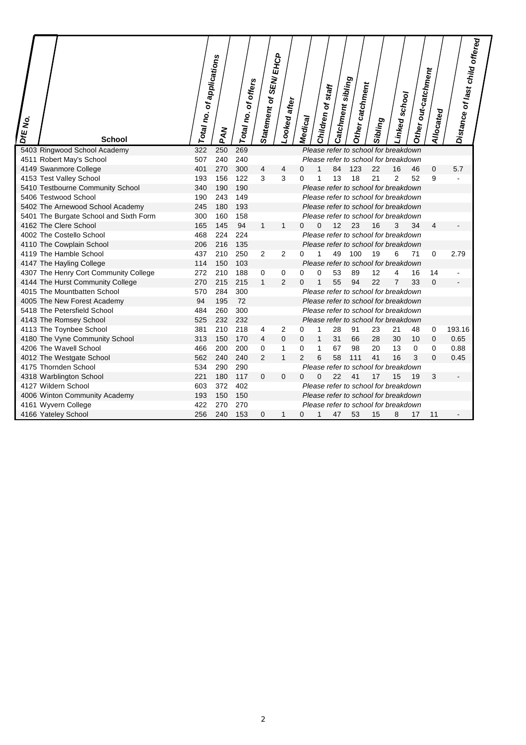| DfE No. | School | Total no. of applications | PAN | Total no. of offers | Statement of SEN/ EHCP | Looked after | Medical | Children of staff | Catchment sibling | Other catchment | Sibling | Linked school | Other out-catchment | Allocated | Distance of last child offered |
|---|---|---|---|---|---|---|---|---|---|---|---|---|---|---|---|
| 5403 | Ringwood School Academy | 322 | 250 | 269 | Please refer to school for breakdown | | | | | | | | | | |
| 4511 | Robert May's School | 507 | 240 | 240 | Please refer to school for breakdown | | | | | | | | | | |
| 4149 | Swanmore College | 401 | 270 | 300 | 4 | 4 | 0 | 1 | 84 | 123 | 22 | 16 | 46 | 0 | 5.7 |
| 4153 | Test Valley School | 193 | 156 | 122 | 3 | 3 | 0 | 1 | 13 | 18 | 21 | 2 | 52 | 9 | - |
| 5410 | Testbourne Community School | 340 | 190 | 190 | Please refer to school for breakdown | | | | | | | | | | |
| 5406 | Testwood School | 190 | 243 | 149 | Please refer to school for breakdown | | | | | | | | | | |
| 5402 | The Arnewood School Academy | 245 | 180 | 193 | Please refer to school for breakdown | | | | | | | | | | |
| 5401 | The Burgate School and Sixth Form | 300 | 160 | 158 | Please refer to school for breakdown | | | | | | | | | | |
| 4162 | The Clere School | 165 | 145 | 94 | 1 | 1 | 0 | 0 | 12 | 23 | 16 | 3 | 34 | 4 | - |
| 4002 | The Costello School | 468 | 224 | 224 | Please refer to school for breakdown | | | | | | | | | | |
| 4110 | The Cowplain School | 206 | 216 | 135 | Please refer to school for breakdown | | | | | | | | | | |
| 4119 | The Hamble School | 437 | 210 | 250 | 2 | 2 | 0 | 1 | 49 | 100 | 19 | 6 | 71 | 0 | 2.79 |
| 4147 | The Hayling College | 114 | 150 | 103 | Please refer to school for breakdown | | | | | | | | | | |
| 4307 | The Henry Cort Community College | 272 | 210 | 188 | 0 | 0 | 0 | 0 | 53 | 89 | 12 | 4 | 16 | 14 | - |
| 4144 | The Hurst Community College | 270 | 215 | 215 | 1 | 2 | 0 | 1 | 55 | 94 | 22 | 7 | 33 | 0 | - |
| 4015 | The Mountbatten School | 570 | 284 | 300 | Please refer to school for breakdown | | | | | | | | | | |
| 4005 | The New Forest Academy | 94 | 195 | 72 | Please refer to school for breakdown | | | | | | | | | | |
| 5418 | The Petersfield School | 484 | 260 | 300 | Please refer to school for breakdown | | | | | | | | | | |
| 4143 | The Romsey School | 525 | 232 | 232 | Please refer to school for breakdown | | | | | | | | | | |
| 4113 | The Toynbee School | 381 | 210 | 218 | 4 | 2 | 0 | 1 | 28 | 91 | 23 | 21 | 48 | 0 | 193.16 |
| 4180 | The Vyne Community School | 313 | 150 | 170 | 4 | 0 | 0 | 1 | 31 | 66 | 28 | 30 | 10 | 0 | 0.65 |
| 4206 | The Wavell School | 466 | 200 | 200 | 0 | 1 | 0 | 1 | 67 | 98 | 20 | 13 | 0 | 0 | 0.88 |
| 4012 | The Westgate School | 562 | 240 | 240 | 2 | 1 | 2 | 6 | 58 | 111 | 41 | 16 | 3 | 0 | 0.45 |
| 4175 | Thornden School | 534 | 290 | 290 | Please refer to school for breakdown | | | | | | | | | | |
| 4318 | Warblington School | 221 | 180 | 117 | 0 | 0 | 0 | 0 | 22 | 41 | 17 | 15 | 19 | 3 | - |
| 4127 | Wildern School | 603 | 372 | 402 | Please refer to school for breakdown | | | | | | | | | | |
| 4006 | Winton Community Academy | 193 | 150 | 150 | Please refer to school for breakdown | | | | | | | | | | |
| 4161 | Wyvern College | 422 | 270 | 270 | Please refer to school for breakdown | | | | | | | | | | |
| 4166 | Yateley School | 256 | 240 | 153 | 0 | 1 | 0 | 1 | 47 | 53 | 15 | 8 | 17 | 11 | - |